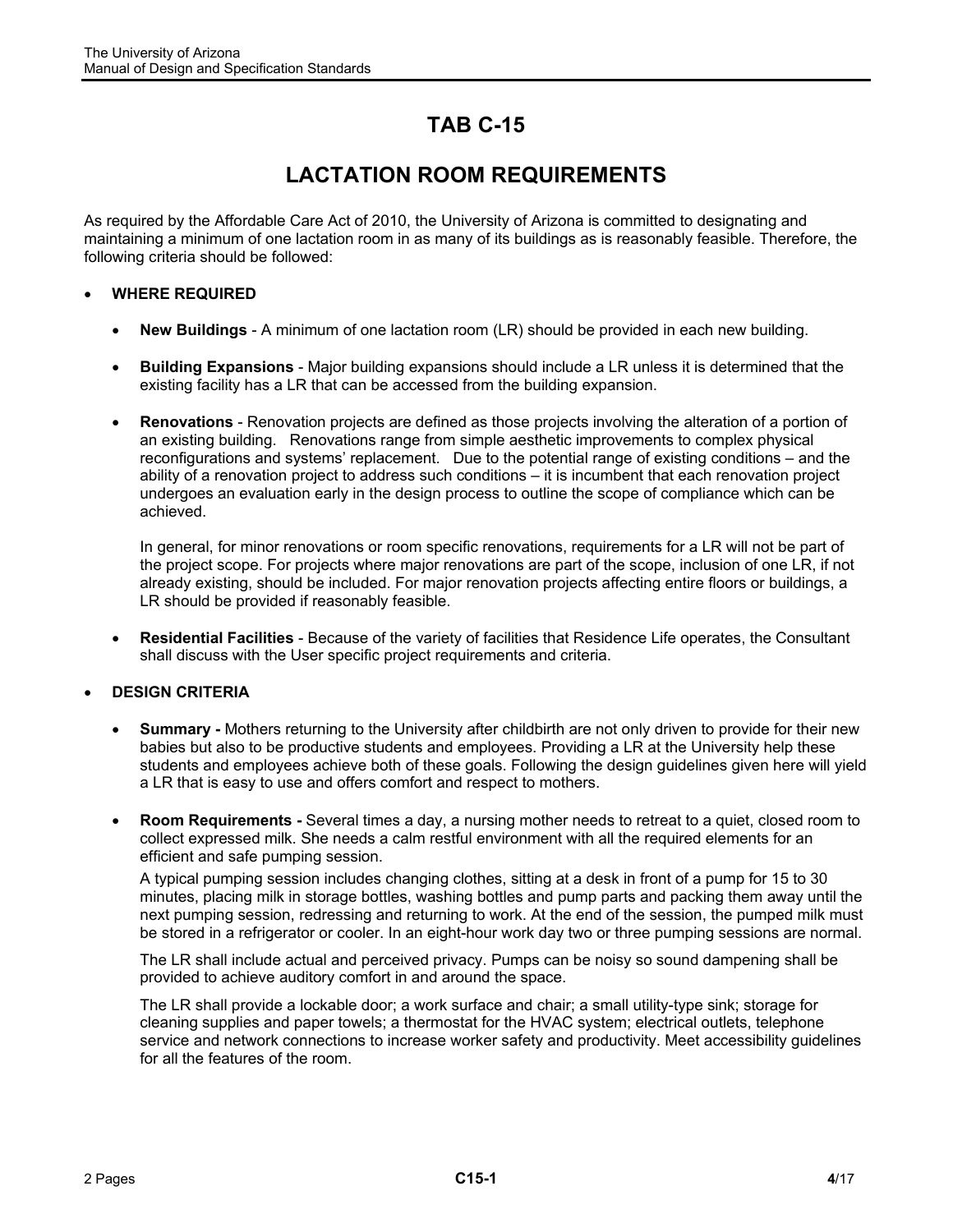# TAB C-15

# LACTATION ROOM REQUIREMENTS

As required by the Affordable Care Act of 2010, the University of Arizona is committed to designating and maintaining a minimum of one lactation room in as many of its buildings as is reasonably feasible. Therefore, the following criteria should be followed:

- **WHERE REQUIRED**

  - **New Buildings** - A minimum of one lactation room (LR) should be provided in each new building.

  - **Building Expansions** - Major building expansions should include a LR unless it is determined that the existing facility has a LR that can be accessed from the building expansion.

  - **Renovations** - Renovation projects are defined as those projects involving the alteration of a portion of an existing building. Renovations range from simple aesthetic improvements to complex physical reconfigurations and systems' replacement. Due to the potential range of existing conditions – and the ability of a renovation project to address such conditions – it is incumbent that each renovation project undergoes an evaluation early in the design process to outline the scope of compliance which can be achieved.

    In general, for minor renovations or room specific renovations, requirements for a LR will not be part of the project scope. For projects where major renovations are part of the scope, inclusion of one LR, if not already existing, should be included. For major renovation projects affecting entire floors or buildings, a LR should be provided if reasonably feasible.

  - **Residential Facilities** - Because of the variety of facilities that Residence Life operates, the Consultant shall discuss with the User specific project requirements and criteria.

- **DESIGN CRITERIA**

  - **Summary -** Mothers returning to the University after childbirth are not only driven to provide for their new babies but also to be productive students and employees. Providing a LR at the University help these students and employees achieve both of these goals. Following the design guidelines given here will yield a LR that is easy to use and offers comfort and respect to mothers.

  - **Room Requirements -** Several times a day, a nursing mother needs to retreat to a quiet, closed room to collect expressed milk. She needs a calm restful environment with all the required elements for an efficient and safe pumping session.

    A typical pumping session includes changing clothes, sitting at a desk in front of a pump for 15 to 30 minutes, placing milk in storage bottles, washing bottles and pump parts and packing them away until the next pumping session, redressing and returning to work. At the end of the session, the pumped milk must be stored in a refrigerator or cooler. In an eight-hour work day two or three pumping sessions are normal.

    The LR shall include actual and perceived privacy. Pumps can be noisy so sound dampening shall be provided to achieve auditory comfort in and around the space.

    The LR shall provide a lockable door; a work surface and chair; a small utility-type sink; storage for cleaning supplies and paper towels; a thermostat for the HVAC system; electrical outlets, telephone service and network connections to increase worker safety and productivity. Meet accessibility guidelines for all the features of the room.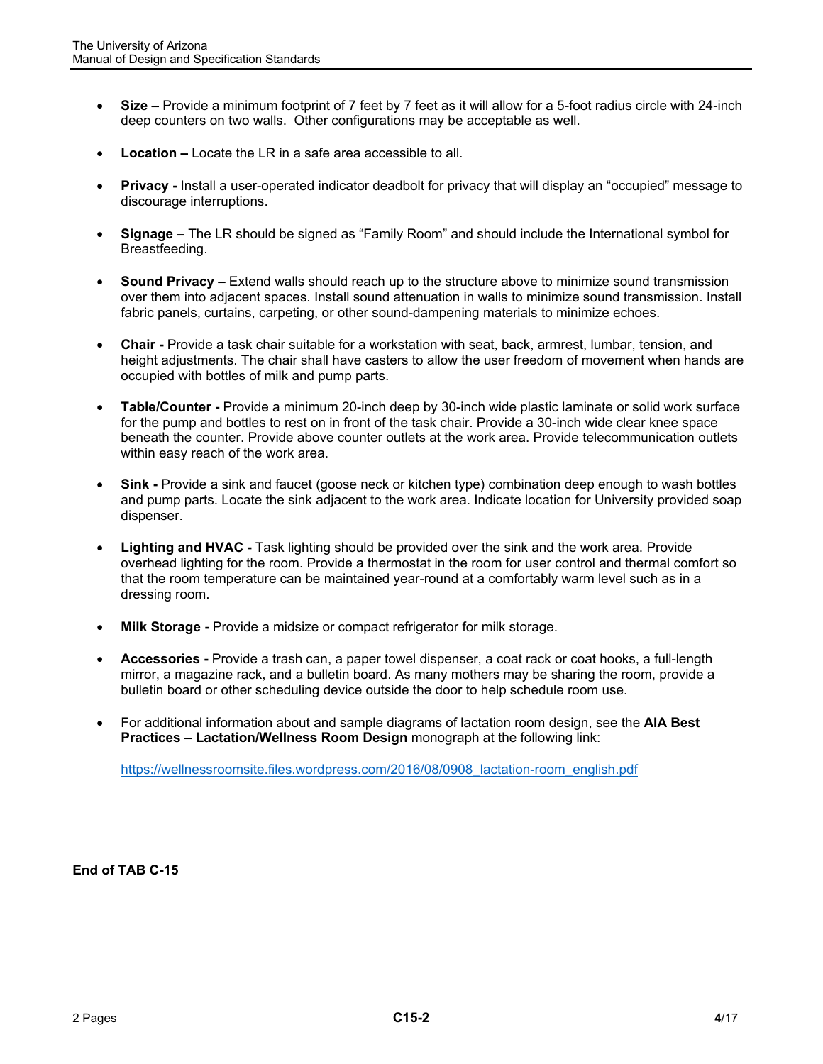- **Size –** Provide a minimum footprint of 7 feet by 7 feet as it will allow for a 5-foot radius circle with 24-inch deep counters on two walls. Other configurations may be acceptable as well.

- **Location –** Locate the LR in a safe area accessible to all.

- **Privacy -** Install a user-operated indicator deadbolt for privacy that will display an "occupied" message to discourage interruptions.

- **Signage –** The LR should be signed as "Family Room" and should include the International symbol for Breastfeeding.

- **Sound Privacy –** Extend walls should reach up to the structure above to minimize sound transmission over them into adjacent spaces. Install sound attenuation in walls to minimize sound transmission. Install fabric panels, curtains, carpeting, or other sound-dampening materials to minimize echoes.

- **Chair -** Provide a task chair suitable for a workstation with seat, back, armrest, lumbar, tension, and height adjustments. The chair shall have casters to allow the user freedom of movement when hands are occupied with bottles of milk and pump parts.

- **Table/Counter -** Provide a minimum 20-inch deep by 30-inch wide plastic laminate or solid work surface for the pump and bottles to rest on in front of the task chair. Provide a 30-inch wide clear knee space beneath the counter. Provide above counter outlets at the work area. Provide telecommunication outlets within easy reach of the work area.

- **Sink -** Provide a sink and faucet (goose neck or kitchen type) combination deep enough to wash bottles and pump parts. Locate the sink adjacent to the work area. Indicate location for University provided soap dispenser.

- **Lighting and HVAC -** Task lighting should be provided over the sink and the work area. Provide overhead lighting for the room. Provide a thermostat in the room for user control and thermal comfort so that the room temperature can be maintained year-round at a comfortably warm level such as in a dressing room.

- **Milk Storage -** Provide a midsize or compact refrigerator for milk storage.

- **Accessories -** Provide a trash can, a paper towel dispenser, a coat rack or coat hooks, a full-length mirror, a magazine rack, and a bulletin board. As many mothers may be sharing the room, provide a bulletin board or other scheduling device outside the door to help schedule room use.

- For additional information about and sample diagrams of lactation room design, see the **AIA Best Practices – Lactation/Wellness Room Design** monograph at the following link:

  https://wellnessroomsite.files.wordpress.com/2016/08/0908_lactation-room_english.pdf

**End of TAB C-15**